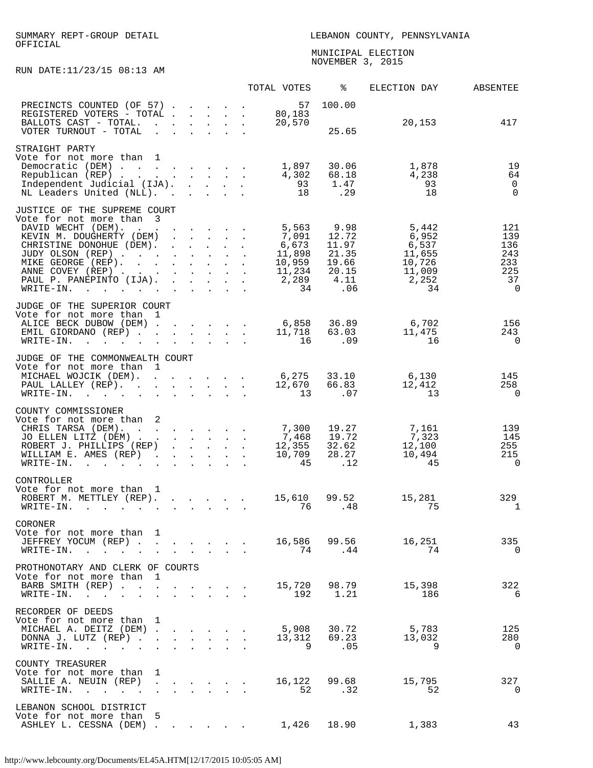SUMMARY REPT-GROUP DETAIL
OFFICIAL

LEBANON COUNTY, PENNSYLVANIA

MUNICIPAL ELECTION
NOVEMBER 3, 2015

RUN DATE:11/23/15 08:13 AM

| | TOTAL VOTES | % | ELECTION DAY | ABSENTEE |
|---|---|---|---|---|
| PRECINCTS COUNTED (OF 57) | 57 | 100.00 | | |
| REGISTERED VOTERS - TOTAL | 80,183 | | | |
| BALLOTS CAST - TOTAL. | 20,570 | | 20,153 | 417 |
| VOTER TURNOUT - TOTAL | | 25.65 | | |
| **STRAIGHT PARTY** | | | | |
| Vote for not more than 1 | | | | |
| Democratic (DEM) | 1,897 | 30.06 | 1,878 | 19 |
| Republican (REP) | 4,302 | 68.18 | 4,238 | 64 |
| Independent Judicial (IJA). | 93 | 1.47 | 93 | 0 |
| NL Leaders United (NLL). | 18 | .29 | 18 | 0 |
| **JUSTICE OF THE SUPREME COURT** | | | | |
| Vote for not more than 3 | | | | |
| DAVID WECHT (DEM). | 5,563 | 9.98 | 5,442 | 121 |
| KEVIN M. DOUGHERTY (DEM) | 7,091 | 12.72 | 6,952 | 139 |
| CHRISTINE DONOHUE (DEM). | 6,673 | 11.97 | 6,537 | 136 |
| JUDY OLSON (REP) | 11,898 | 21.35 | 11,655 | 243 |
| MIKE GEORGE (REP). | 10,959 | 19.66 | 10,726 | 233 |
| ANNE COVEY (REP) | 11,234 | 20.15 | 11,009 | 225 |
| PAUL P. PANEPINTO (IJA). | 2,289 | 4.11 | 2,252 | 37 |
| WRITE-IN. | 34 | .06 | 34 | 0 |
| **JUDGE OF THE SUPERIOR COURT** | | | | |
| Vote for not more than 1 | | | | |
| ALICE BECK DUBOW (DEM) | 6,858 | 36.89 | 6,702 | 156 |
| EMIL GIORDANO (REP) | 11,718 | 63.03 | 11,475 | 243 |
| WRITE-IN. | 16 | .09 | 16 | 0 |
| **JUDGE OF THE COMMONWEALTH COURT** | | | | |
| Vote for not more than 1 | | | | |
| MICHAEL WOJCIK (DEM). | 6,275 | 33.10 | 6,130 | 145 |
| PAUL LALLEY (REP). | 12,670 | 66.83 | 12,412 | 258 |
| WRITE-IN. | 13 | .07 | 13 | 0 |
| **COUNTY COMMISSIONER** | | | | |
| Vote for not more than 2 | | | | |
| CHRIS TARSA (DEM). | 7,300 | 19.27 | 7,161 | 139 |
| JO ELLEN LITZ (DEM) | 7,468 | 19.72 | 7,323 | 145 |
| ROBERT J. PHILLIPS (REP) | 12,355 | 32.62 | 12,100 | 255 |
| WILLIAM E. AMES (REP) | 10,709 | 28.27 | 10,494 | 215 |
| WRITE-IN. | 45 | .12 | 45 | 0 |
| **CONTROLLER** | | | | |
| Vote for not more than 1 | | | | |
| ROBERT M. METTLEY (REP). | 15,610 | 99.52 | 15,281 | 329 |
| WRITE-IN. | 76 | .48 | 75 | 1 |
| **CORONER** | | | | |
| Vote for not more than 1 | | | | |
| JEFFREY YOCUM (REP) | 16,586 | 99.56 | 16,251 | 335 |
| WRITE-IN. | 74 | .44 | 74 | 0 |
| **PROTHONOTARY AND CLERK OF COURTS** | | | | |
| Vote for not more than 1 | | | | |
| BARB SMITH (REP) | 15,720 | 98.79 | 15,398 | 322 |
| WRITE-IN. | 192 | 1.21 | 186 | 6 |
| **RECORDER OF DEEDS** | | | | |
| Vote for not more than 1 | | | | |
| MICHAEL A. DEITZ (DEM) | 5,908 | 30.72 | 5,783 | 125 |
| DONNA J. LUTZ (REP) | 13,312 | 69.23 | 13,032 | 280 |
| WRITE-IN. | 9 | .05 | 9 | 0 |
| **COUNTY TREASURER** | | | | |
| Vote for not more than 1 | | | | |
| SALLIE A. NEUIN (REP) | 16,122 | 99.68 | 15,795 | 327 |
| WRITE-IN. | 52 | .32 | 52 | 0 |
| **LEBANON SCHOOL DISTRICT** | | | | |
| Vote for not more than 5 | | | | |
| ASHLEY L. CESSNA (DEM) | 1,426 | 18.90 | 1,383 | 43 |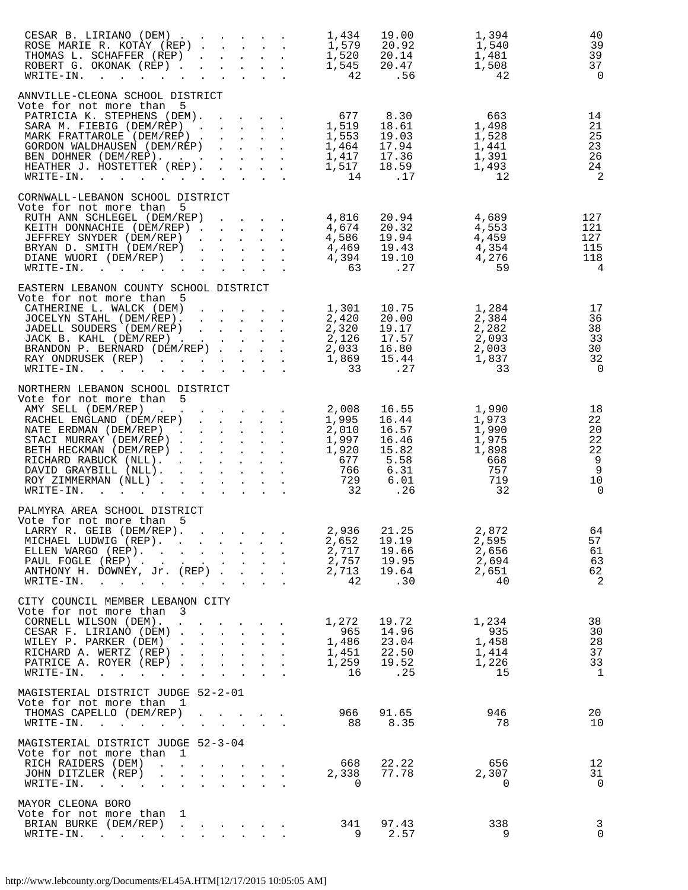| | | | | |
|---|---|---|---|---|
| CESAR B. LIRIANO (DEM) | 1,434 | 19.00 | 1,394 | 40 |
| ROSE MARIE R. KOTAY (REP) | 1,579 | 20.92 | 1,540 | 39 |
| THOMAS L. SCHAFFER (REP) | 1,520 | 20.14 | 1,481 | 39 |
| ROBERT G. OKONAK (REP) | 1,545 | 20.47 | 1,508 | 37 |
| WRITE-IN. | 42 | .56 | 42 | 0 |

ANNVILLE-CLEONA SCHOOL DISTRICT
Vote for not more than 5

| | | | | |
|---|---|---|---|---|
| PATRICIA K. STEPHENS (DEM). | 677 | 8.30 | 663 | 14 |
| SARA M. FIEBIG (DEM/REP) | 1,519 | 18.61 | 1,498 | 21 |
| MARK FRATTAROLE (DEM/REP) | 1,553 | 19.03 | 1,528 | 25 |
| GORDON WALDHAUSEN (DEM/REP) | 1,464 | 17.94 | 1,441 | 23 |
| BEN DOHNER (DEM/REP). | 1,417 | 17.36 | 1,391 | 26 |
| HEATHER J. HOSTETTER (REP). | 1,517 | 18.59 | 1,493 | 24 |
| WRITE-IN. | 14 | .17 | 12 | 2 |

CORNWALL-LEBANON SCHOOL DISTRICT
Vote for not more than 5

| | | | | |
|---|---|---|---|---|
| RUTH ANN SCHLEGEL (DEM/REP) | 4,816 | 20.94 | 4,689 | 127 |
| KEITH DONNACHIE (DEM/REP) | 4,674 | 20.32 | 4,553 | 121 |
| JEFFREY SNYDER (DEM/REP) | 4,586 | 19.94 | 4,459 | 127 |
| BRYAN D. SMITH (DEM/REP) | 4,469 | 19.43 | 4,354 | 115 |
| DIANE WUORI (DEM/REP) | 4,394 | 19.10 | 4,276 | 118 |
| WRITE-IN. | 63 | .27 | 59 | 4 |

EASTERN LEBANON COUNTY SCHOOL DISTRICT
Vote for not more than 5

| | | | | |
|---|---|---|---|---|
| CATHERINE L. WALCK (DEM) | 1,301 | 10.75 | 1,284 | 17 |
| JOCELYN STAHL (DEM/REP). | 2,420 | 20.00 | 2,384 | 36 |
| JADELL SOUDERS (DEM/REP) | 2,320 | 19.17 | 2,282 | 38 |
| JACK B. KAHL (DEM/REP) | 2,126 | 17.57 | 2,093 | 33 |
| BRANDON P. BERNARD (DEM/REP) | 2,033 | 16.80 | 2,003 | 30 |
| RAY ONDRUSEK (REP) | 1,869 | 15.44 | 1,837 | 32 |
| WRITE-IN. | 33 | .27 | 33 | 0 |

NORTHERN LEBANON SCHOOL DISTRICT
Vote for not more than 5

| | | | | |
|---|---|---|---|---|
| AMY SELL (DEM/REP) | 2,008 | 16.55 | 1,990 | 18 |
| RACHEL ENGLAND (DEM/REP) | 1,995 | 16.44 | 1,973 | 22 |
| NATE ERDMAN (DEM/REP) | 2,010 | 16.57 | 1,990 | 20 |
| STACI MURRAY (DEM/REP) | 1,997 | 16.46 | 1,975 | 22 |
| BETH HECKMAN (DEM/REP) | 1,920 | 15.82 | 1,898 | 22 |
| RICHARD RABUCK (NLL). | 677 | 5.58 | 668 | 9 |
| DAVID GRAYBILL (NLL). | 766 | 6.31 | 757 | 9 |
| ROY ZIMMERMAN (NLL) | 729 | 6.01 | 719 | 10 |
| WRITE-IN. | 32 | .26 | 32 | 0 |

PALMYRA AREA SCHOOL DISTRICT
Vote for not more than 5

| | | | | |
|---|---|---|---|---|
| LARRY R. GEIB (DEM/REP). | 2,936 | 21.25 | 2,872 | 64 |
| MICHAEL LUDWIG (REP). | 2,652 | 19.19 | 2,595 | 57 |
| ELLEN WARGO (REP). | 2,717 | 19.66 | 2,656 | 61 |
| PAUL FOGLE (REP) | 2,757 | 19.95 | 2,694 | 63 |
| ANTHONY H. DOWNEY, Jr. (REP) | 2,713 | 19.64 | 2,651 | 62 |
| WRITE-IN. | 42 | .30 | 40 | 2 |

CITY COUNCIL MEMBER LEBANON CITY
Vote for not more than 3

| | | | | |
|---|---|---|---|---|
| CORNELL WILSON (DEM). | 1,272 | 19.72 | 1,234 | 38 |
| CESAR F. LIRIANO (DEM) | 965 | 14.96 | 935 | 30 |
| WILEY P. PARKER (DEM) | 1,486 | 23.04 | 1,458 | 28 |
| RICHARD A. WERTZ (REP) | 1,451 | 22.50 | 1,414 | 37 |
| PATRICE A. ROYER (REP) | 1,259 | 19.52 | 1,226 | 33 |
| WRITE-IN. | 16 | .25 | 15 | 1 |

MAGISTERIAL DISTRICT JUDGE 52-2-01
Vote for not more than 1

| | | | | |
|---|---|---|---|---|
| THOMAS CAPELLO (DEM/REP) | 966 | 91.65 | 946 | 20 |
| WRITE-IN. | 88 | 8.35 | 78 | 10 |

MAGISTERIAL DISTRICT JUDGE 52-3-04
Vote for not more than 1

| | | | | |
|---|---|---|---|---|
| RICH RAIDERS (DEM) | 668 | 22.22 | 656 | 12 |
| JOHN DITZLER (REP) | 2,338 | 77.78 | 2,307 | 31 |
| WRITE-IN. | 0 | | 0 | 0 |

MAYOR CLEONA BORO
Vote for not more than 1

| | | | | |
|---|---|---|---|---|
| BRIAN BURKE (DEM/REP) | 341 | 97.43 | 338 | 3 |
| WRITE-IN. | 9 | 2.57 | 9 | 0 |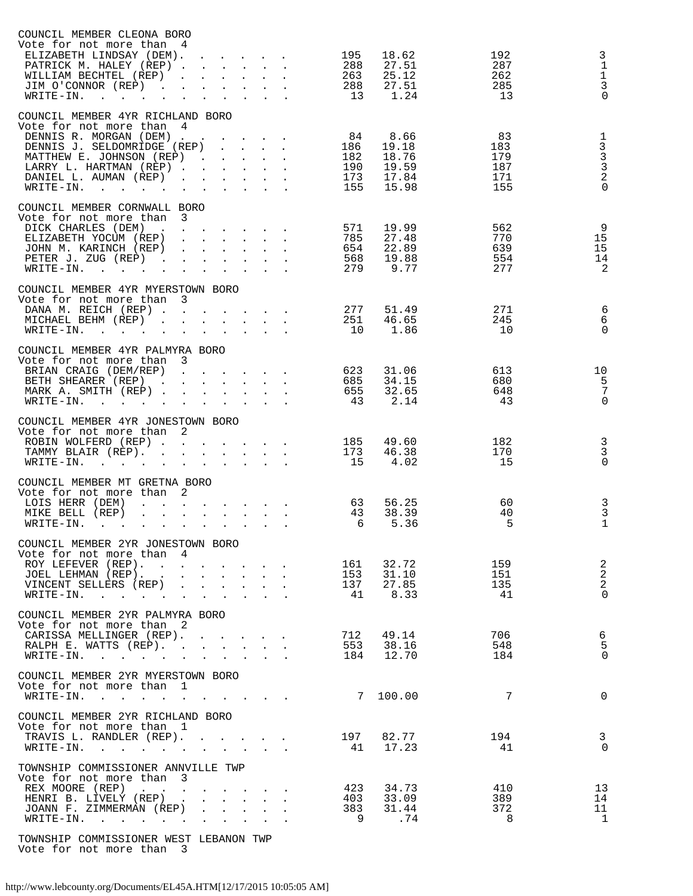## COUNCIL MEMBER CLEONA BORO

Vote for not more than 4

| Candidate | Votes | Percent | | |
|---|---|---|---|---|
| ELIZABETH LINDSAY (DEM) | 195 | 18.62 | 192 | 3 |
| PATRICK M. HALEY (REP) | 288 | 27.51 | 287 | 1 |
| WILLIAM BECHTEL (REP) | 263 | 25.12 | 262 | 1 |
| JIM O'CONNOR (REP) | 288 | 27.51 | 285 | 3 |
| WRITE-IN | 13 | 1.24 | 13 | 0 |

## COUNCIL MEMBER 4YR RICHLAND BORO

Vote for not more than 4

| Candidate | Votes | Percent | | |
|---|---|---|---|---|
| DENNIS R. MORGAN (DEM) | 84 | 8.66 | 83 | 1 |
| DENNIS J. SELDOMRIDGE (REP) | 186 | 19.18 | 183 | 3 |
| MATTHEW E. JOHNSON (REP) | 182 | 18.76 | 179 | 3 |
| LARRY L. HARTMAN (REP) | 190 | 19.59 | 187 | 3 |
| DANIEL L. AUMAN (REP) | 173 | 17.84 | 171 | 2 |
| WRITE-IN | 155 | 15.98 | 155 | 0 |

## COUNCIL MEMBER CORNWALL BORO

Vote for not more than 3

| Candidate | Votes | Percent | | |
|---|---|---|---|---|
| DICK CHARLES (DEM) | 571 | 19.99 | 562 | 9 |
| ELIZABETH YOCUM (REP) | 785 | 27.48 | 770 | 15 |
| JOHN M. KARINCH (REP) | 654 | 22.89 | 639 | 15 |
| PETER J. ZUG (REP) | 568 | 19.88 | 554 | 14 |
| WRITE-IN | 279 | 9.77 | 277 | 2 |

## COUNCIL MEMBER 4YR MYERSTOWN BORO

Vote for not more than 3

| Candidate | Votes | Percent | | |
|---|---|---|---|---|
| DANA M. REICH (REP) | 277 | 51.49 | 271 | 6 |
| MICHAEL BEHM (REP) | 251 | 46.65 | 245 | 6 |
| WRITE-IN | 10 | 1.86 | 10 | 0 |

## COUNCIL MEMBER 4YR PALMYRA BORO

Vote for not more than 3

| Candidate | Votes | Percent | | |
|---|---|---|---|---|
| BRIAN CRAIG (DEM/REP) | 623 | 31.06 | 613 | 10 |
| BETH SHEARER (REP) | 685 | 34.15 | 680 | 5 |
| MARK A. SMITH (REP) | 655 | 32.65 | 648 | 7 |
| WRITE-IN | 43 | 2.14 | 43 | 0 |

## COUNCIL MEMBER 4YR JONESTOWN BORO

Vote for not more than 2

| Candidate | Votes | Percent | | |
|---|---|---|---|---|
| ROBIN WOLFERD (REP) | 185 | 49.60 | 182 | 3 |
| TAMMY BLAIR (REP) | 173 | 46.38 | 170 | 3 |
| WRITE-IN | 15 | 4.02 | 15 | 0 |

## COUNCIL MEMBER MT GRETNA BORO

Vote for not more than 2

| Candidate | Votes | Percent | | |
|---|---|---|---|---|
| LOIS HERR (DEM) | 63 | 56.25 | 60 | 3 |
| MIKE BELL (REP) | 43 | 38.39 | 40 | 3 |
| WRITE-IN | 6 | 5.36 | 5 | 1 |

## COUNCIL MEMBER 2YR JONESTOWN BORO

Vote for not more than 4

| Candidate | Votes | Percent | | |
|---|---|---|---|---|
| ROY LEFEVER (REP) | 161 | 32.72 | 159 | 2 |
| JOEL LEHMAN (REP) | 153 | 31.10 | 151 | 2 |
| VINCENT SELLERS (REP) | 137 | 27.85 | 135 | 2 |
| WRITE-IN | 41 | 8.33 | 41 | 0 |

## COUNCIL MEMBER 2YR PALMYRA BORO

Vote for not more than 2

| Candidate | Votes | Percent | | |
|---|---|---|---|---|
| CARISSA MELLINGER (REP) | 712 | 49.14 | 706 | 6 |
| RALPH E. WATTS (REP) | 553 | 38.16 | 548 | 5 |
| WRITE-IN | 184 | 12.70 | 184 | 0 |

## COUNCIL MEMBER 2YR MYERSTOWN BORO

Vote for not more than 1

| Candidate | Votes | Percent | | |
|---|---|---|---|---|
| WRITE-IN | 7 | 100.00 | 7 | 0 |

## COUNCIL MEMBER 2YR RICHLAND BORO

Vote for not more than 1

| Candidate | Votes | Percent | | |
|---|---|---|---|---|
| TRAVIS L. RANDLER (REP) | 197 | 82.77 | 194 | 3 |
| WRITE-IN | 41 | 17.23 | 41 | 0 |

## TOWNSHIP COMMISSIONER ANNVILLE TWP

Vote for not more than 3

| Candidate | Votes | Percent | | |
|---|---|---|---|---|
| REX MOORE (REP) | 423 | 34.73 | 410 | 13 |
| HENRI B. LIVELY (REP) | 403 | 33.09 | 389 | 14 |
| JOANN F. ZIMMERMAN (REP) | 383 | 31.44 | 372 | 11 |
| WRITE-IN | 9 | .74 | 8 | 1 |

## TOWNSHIP COMMISSIONER WEST LEBANON TWP

Vote for not more than 3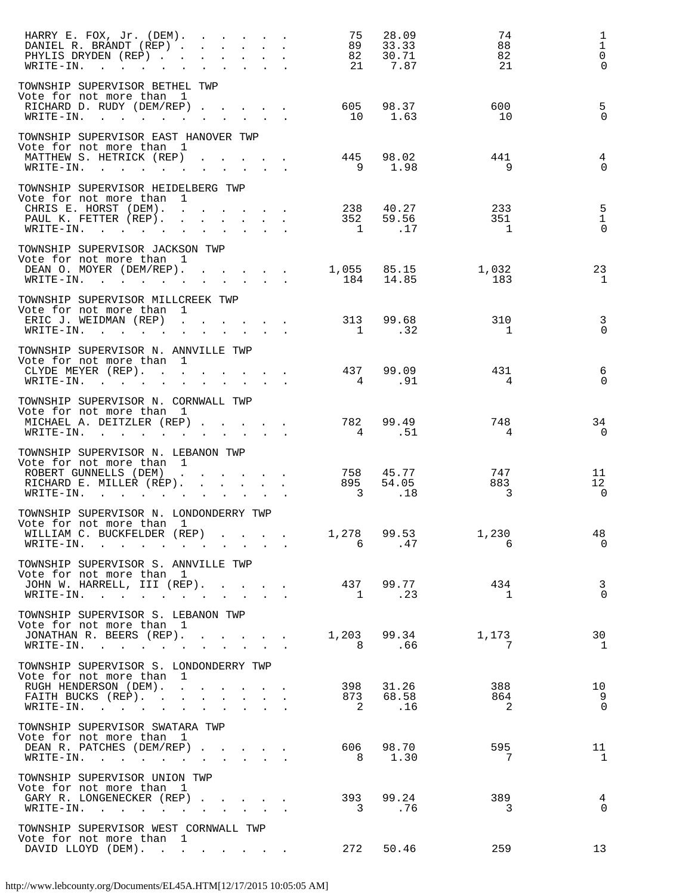| | | | | |
|---|---|---|---|---|
| HARRY E. FOX, Jr. (DEM). . . . . . | 75 | 28.09 | 74 | 1 |
| DANIEL R. BRANDT (REP) . . . . . . | 89 | 33.33 | 88 | 1 |
| PHYLIS DRYDEN (REP) . . . . . . . | 82 | 30.71 | 82 | 0 |
| WRITE-IN. . . . . . . . . . . . | 21 | 7.87 | 21 | 0 |

TOWNSHIP SUPERVISOR BETHEL TWP
Vote for not more than 1

| | | | | |
|---|---|---|---|---|
| RICHARD D. RUDY (DEM/REP) . . . . . | 605 | 98.37 | 600 | 5 |
| WRITE-IN. . . . . . . . . . . . | 10 | 1.63 | 10 | 0 |

TOWNSHIP SUPERVISOR EAST HANOVER TWP
Vote for not more than 1

| | | | | |
|---|---|---|---|---|
| MATTHEW S. HETRICK (REP) . . . . . | 445 | 98.02 | 441 | 4 |
| WRITE-IN. . . . . . . . . . . . | 9 | 1.98 | 9 | 0 |

TOWNSHIP SUPERVISOR HEIDELBERG TWP
Vote for not more than 1

| | | | | |
|---|---|---|---|---|
| CHRIS E. HORST (DEM). . . . . . . | 238 | 40.27 | 233 | 5 |
| PAUL K. FETTER (REP). . . . . . . | 352 | 59.56 | 351 | 1 |
| WRITE-IN. . . . . . . . . . . . | 1 | .17 | 1 | 0 |

TOWNSHIP SUPERVISOR JACKSON TWP
Vote for not more than 1

| | | | | |
|---|---|---|---|---|
| DEAN O. MOYER (DEM/REP). . . . . . | 1,055 | 85.15 | 1,032 | 23 |
| WRITE-IN. . . . . . . . . . . . | 184 | 14.85 | 183 | 1 |

TOWNSHIP SUPERVISOR MILLCREEK TWP
Vote for not more than 1

| | | | | |
|---|---|---|---|---|
| ERIC J. WEIDMAN (REP) . . . . . . | 313 | 99.68 | 310 | 3 |
| WRITE-IN. . . . . . . . . . . . | 1 | .32 | 1 | 0 |

TOWNSHIP SUPERVISOR N. ANNVILLE TWP
Vote for not more than 1

| | | | | |
|---|---|---|---|---|
| CLYDE MEYER (REP). . . . . . . . | 437 | 99.09 | 431 | 6 |
| WRITE-IN. . . . . . . . . . . . | 4 | .91 | 4 | 0 |

TOWNSHIP SUPERVISOR N. CORNWALL TWP
Vote for not more than 1

| | | | | |
|---|---|---|---|---|
| MICHAEL A. DEITZLER (REP) . . . . . | 782 | 99.49 | 748 | 34 |
| WRITE-IN. . . . . . . . . . . . | 4 | .51 | 4 | 0 |

TOWNSHIP SUPERVISOR N. LEBANON TWP
Vote for not more than 1

| | | | | |
|---|---|---|---|---|
| ROBERT GUNNELLS (DEM) . . . . . . | 758 | 45.77 | 747 | 11 |
| RICHARD E. MILLER (REP). . . . . . | 895 | 54.05 | 883 | 12 |
| WRITE-IN. . . . . . . . . . . . | 3 | .18 | 3 | 0 |

TOWNSHIP SUPERVISOR N. LONDONDERRY TWP
Vote for not more than 1

| | | | | |
|---|---|---|---|---|
| WILLIAM C. BUCKFELDER (REP) . . . . | 1,278 | 99.53 | 1,230 | 48 |
| WRITE-IN. . . . . . . . . . . . | 6 | .47 | 6 | 0 |

TOWNSHIP SUPERVISOR S. ANNVILLE TWP
Vote for not more than 1

| | | | | |
|---|---|---|---|---|
| JOHN W. HARRELL, III (REP). . . . . | 437 | 99.77 | 434 | 3 |
| WRITE-IN. . . . . . . . . . . . | 1 | .23 | 1 | 0 |

TOWNSHIP SUPERVISOR S. LEBANON TWP
Vote for not more than 1

| | | | | |
|---|---|---|---|---|
| JONATHAN R. BEERS (REP). . . . . . | 1,203 | 99.34 | 1,173 | 30 |
| WRITE-IN. . . . . . . . . . . . | 8 | .66 | 7 | 1 |

TOWNSHIP SUPERVISOR S. LONDONDERRY TWP
Vote for not more than 1

| | | | | |
|---|---|---|---|---|
| RUGH HENDERSON (DEM). . . . . . . | 398 | 31.26 | 388 | 10 |
| FAITH BUCKS (REP). . . . . . . . | 873 | 68.58 | 864 | 9 |
| WRITE-IN. . . . . . . . . . . . | 2 | .16 | 2 | 0 |

TOWNSHIP SUPERVISOR SWATARA TWP
Vote for not more than 1

| | | | | |
|---|---|---|---|---|
| DEAN R. PATCHES (DEM/REP) . . . . . | 606 | 98.70 | 595 | 11 |
| WRITE-IN. . . . . . . . . . . . | 8 | 1.30 | 7 | 1 |

TOWNSHIP SUPERVISOR UNION TWP
Vote for not more than 1

| | | | | |
|---|---|---|---|---|
| GARY R. LONGENECKER (REP) . . . . . | 393 | 99.24 | 389 | 4 |
| WRITE-IN. . . . . . . . . . . . | 3 | .76 | 3 | 0 |

TOWNSHIP SUPERVISOR WEST CORNWALL TWP
Vote for not more than 1

| | | | | |
|---|---|---|---|---|
| DAVID LLOYD (DEM). . . . . . . . | 272 | 50.46 | 259 | 13 |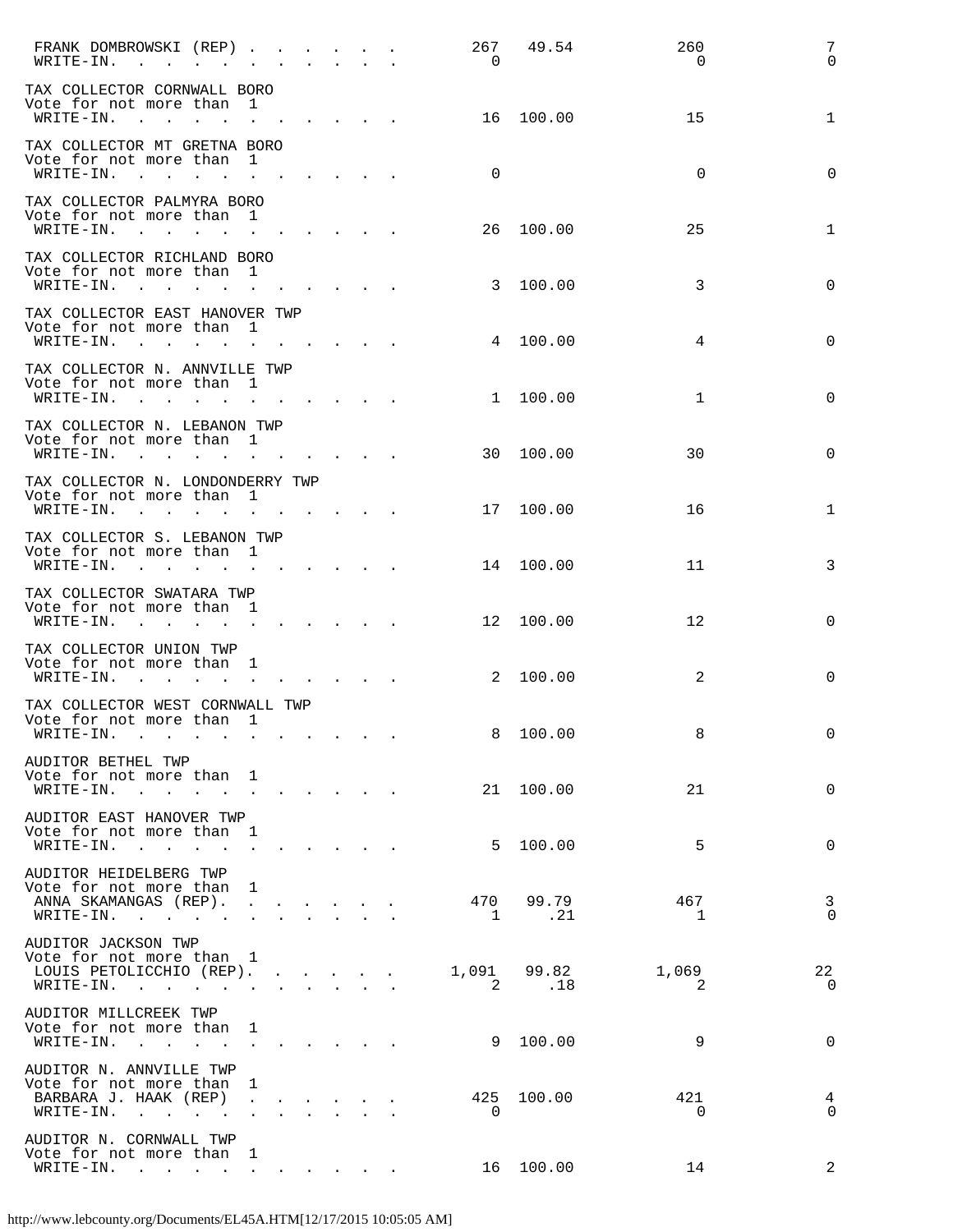```
 FRANK DOMBROWSKI (REP) . . . . . .          267   49.54           260              7
 WRITE-IN. . . . . . . . . . . .               0                     0              0

TAX COLLECTOR CORNWALL BORO
Vote for not more than  1
 WRITE-IN. . . . . . . . . . . .              16  100.00            15              1

TAX COLLECTOR MT GRETNA BORO
Vote for not more than  1
 WRITE-IN. . . . . . . . . . . .               0                     0              0

TAX COLLECTOR PALMYRA BORO
Vote for not more than  1
 WRITE-IN. . . . . . . . . . . .              26  100.00            25              1

TAX COLLECTOR RICHLAND BORO
Vote for not more than  1
 WRITE-IN. . . . . . . . . . . .               3  100.00             3              0

TAX COLLECTOR EAST HANOVER TWP
Vote for not more than  1
 WRITE-IN. . . . . . . . . . . .               4  100.00             4              0

TAX COLLECTOR N. ANNVILLE TWP
Vote for not more than  1
 WRITE-IN. . . . . . . . . . . .               1  100.00             1              0

TAX COLLECTOR N. LEBANON TWP
Vote for not more than  1
 WRITE-IN. . . . . . . . . . . .              30  100.00            30              0

TAX COLLECTOR N. LONDONDERRY TWP
Vote for not more than  1
 WRITE-IN. . . . . . . . . . . .              17  100.00            16              1

TAX COLLECTOR S. LEBANON TWP
Vote for not more than  1
 WRITE-IN. . . . . . . . . . . .              14  100.00            11              3

TAX COLLECTOR SWATARA TWP
Vote for not more than  1
 WRITE-IN. . . . . . . . . . . .              12  100.00            12              0

TAX COLLECTOR UNION TWP
Vote for not more than  1
 WRITE-IN. . . . . . . . . . . .               2  100.00             2              0

TAX COLLECTOR WEST CORNWALL TWP
Vote for not more than  1
 WRITE-IN. . . . . . . . . . . .               8  100.00             8              0

AUDITOR BETHEL TWP
Vote for not more than  1
 WRITE-IN. . . . . . . . . . . .              21  100.00            21              0

AUDITOR EAST HANOVER TWP
Vote for not more than  1
 WRITE-IN. . . . . . . . . . . .               5  100.00             5              0

AUDITOR HEIDELBERG TWP
Vote for not more than  1
 ANNA SKAMANGAS (REP). . . . . . .           470   99.79           467              3
 WRITE-IN. . . . . . . . . . . .               1     .21             1              0

AUDITOR JACKSON TWP
Vote for not more than  1
 LOUIS PETOLICCHIO (REP). . . . . .        1,091   99.82         1,069             22
 WRITE-IN. . . . . . . . . . . .               2     .18             2              0

AUDITOR MILLCREEK TWP
Vote for not more than  1
 WRITE-IN. . . . . . . . . . . .               9  100.00             9              0

AUDITOR N. ANNVILLE TWP
Vote for not more than  1
 BARBARA J. HAAK (REP)  . . . . . .          425  100.00           421              4
 WRITE-IN. . . . . . . . . . . .               0                     0              0

AUDITOR N. CORNWALL TWP
Vote for not more than  1
 WRITE-IN. . . . . . . . . . . .              16  100.00            14              2
```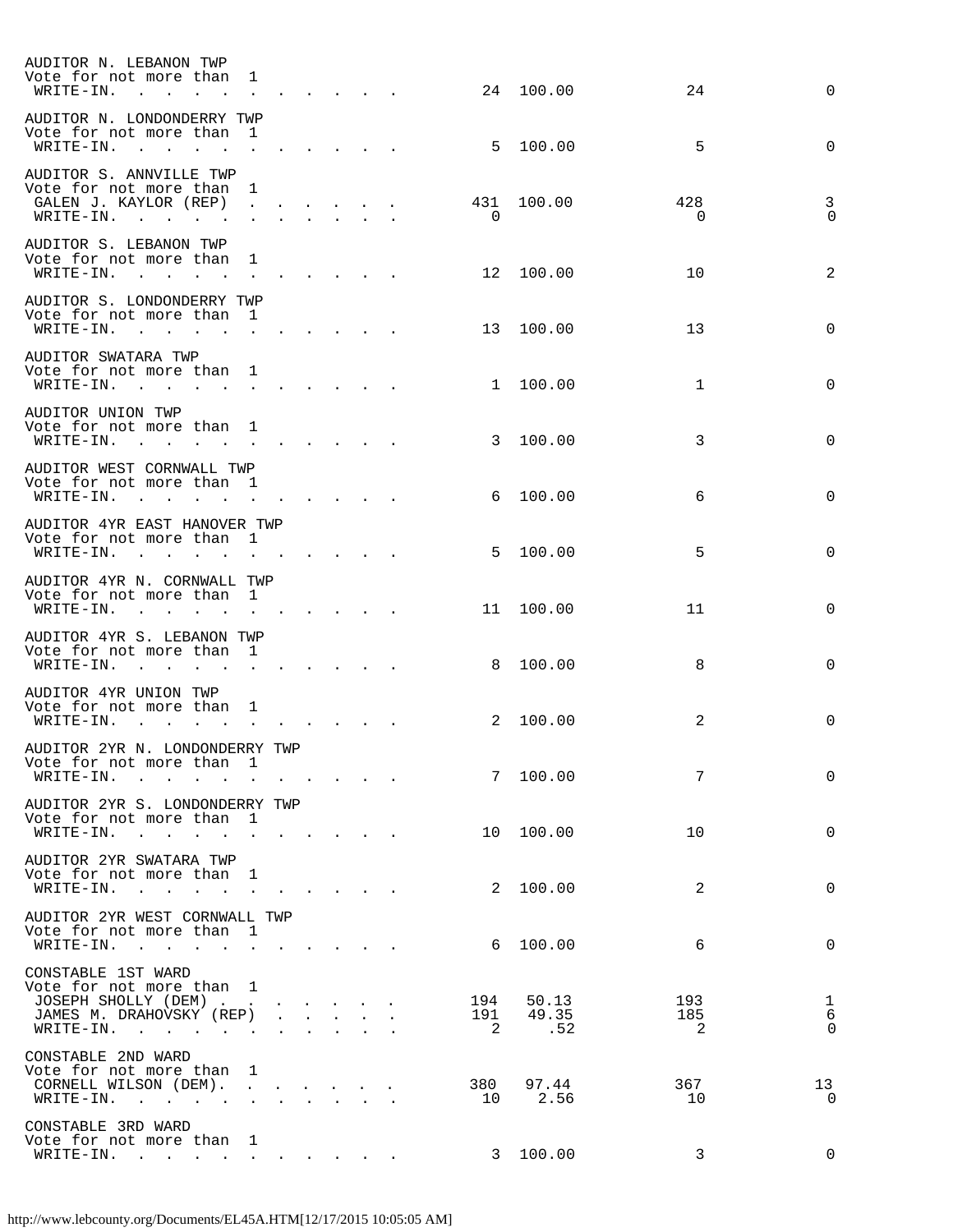AUDITOR N. LEBANON TWP
Vote for not more than 1

| | Votes | Pct | | |
|---|---|---|---|---|
| WRITE-IN. | 24 | 100.00 | 24 | 0 |

AUDITOR N. LONDONDERRY TWP
Vote for not more than 1

| | Votes | Pct | | |
|---|---|---|---|---|
| WRITE-IN. | 5 | 100.00 | 5 | 0 |

AUDITOR S. ANNVILLE TWP
Vote for not more than 1

| | Votes | Pct | | |
|---|---|---|---|---|
| GALEN J. KAYLOR (REP) | 431 | 100.00 | 428 | 3 |
| WRITE-IN. | 0 | | 0 | 0 |

AUDITOR S. LEBANON TWP
Vote for not more than 1

| | Votes | Pct | | |
|---|---|---|---|---|
| WRITE-IN. | 12 | 100.00 | 10 | 2 |

AUDITOR S. LONDONDERRY TWP
Vote for not more than 1

| | Votes | Pct | | |
|---|---|---|---|---|
| WRITE-IN. | 13 | 100.00 | 13 | 0 |

AUDITOR SWATARA TWP
Vote for not more than 1

| | Votes | Pct | | |
|---|---|---|---|---|
| WRITE-IN. | 1 | 100.00 | 1 | 0 |

AUDITOR UNION TWP
Vote for not more than 1

| | Votes | Pct | | |
|---|---|---|---|---|
| WRITE-IN. | 3 | 100.00 | 3 | 0 |

AUDITOR WEST CORNWALL TWP
Vote for not more than 1

| | Votes | Pct | | |
|---|---|---|---|---|
| WRITE-IN. | 6 | 100.00 | 6 | 0 |

AUDITOR 4YR EAST HANOVER TWP
Vote for not more than 1

| | Votes | Pct | | |
|---|---|---|---|---|
| WRITE-IN. | 5 | 100.00 | 5 | 0 |

AUDITOR 4YR N. CORNWALL TWP
Vote for not more than 1

| | Votes | Pct | | |
|---|---|---|---|---|
| WRITE-IN. | 11 | 100.00 | 11 | 0 |

AUDITOR 4YR S. LEBANON TWP
Vote for not more than 1

| | Votes | Pct | | |
|---|---|---|---|---|
| WRITE-IN. | 8 | 100.00 | 8 | 0 |

AUDITOR 4YR UNION TWP
Vote for not more than 1

| | Votes | Pct | | |
|---|---|---|---|---|
| WRITE-IN. | 2 | 100.00 | 2 | 0 |

AUDITOR 2YR N. LONDONDERRY TWP
Vote for not more than 1

| | Votes | Pct | | |
|---|---|---|---|---|
| WRITE-IN. | 7 | 100.00 | 7 | 0 |

AUDITOR 2YR S. LONDONDERRY TWP
Vote for not more than 1

| | Votes | Pct | | |
|---|---|---|---|---|
| WRITE-IN. | 10 | 100.00 | 10 | 0 |

AUDITOR 2YR SWATARA TWP
Vote for not more than 1

| | Votes | Pct | | |
|---|---|---|---|---|
| WRITE-IN. | 2 | 100.00 | 2 | 0 |

AUDITOR 2YR WEST CORNWALL TWP
Vote for not more than 1

| | Votes | Pct | | |
|---|---|---|---|---|
| WRITE-IN. | 6 | 100.00 | 6 | 0 |

CONSTABLE 1ST WARD
Vote for not more than 1

| | Votes | Pct | | |
|---|---|---|---|---|
| JOSEPH SHOLLY (DEM) | 194 | 50.13 | 193 | 1 |
| JAMES M. DRAHOVSKY (REP) | 191 | 49.35 | 185 | 6 |
| WRITE-IN. | 2 | .52 | 2 | 0 |

CONSTABLE 2ND WARD
Vote for not more than 1

| | Votes | Pct | | |
|---|---|---|---|---|
| CORNELL WILSON (DEM). | 380 | 97.44 | 367 | 13 |
| WRITE-IN. | 10 | 2.56 | 10 | 0 |

CONSTABLE 3RD WARD
Vote for not more than 1

| | Votes | Pct | | |
|---|---|---|---|---|
| WRITE-IN. | 3 | 100.00 | 3 | 0 |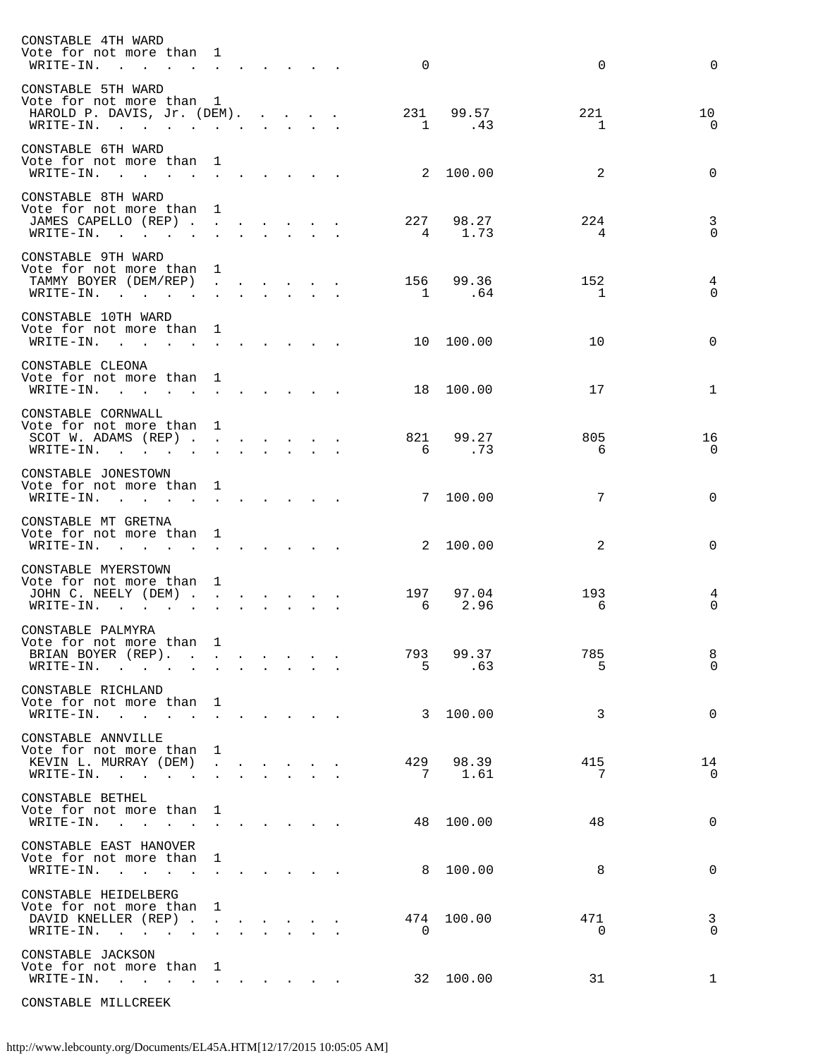CONSTABLE 4TH WARD
Vote for not more than 1

| | | | | |
|---|---|---|---|---|
| WRITE-IN. | 0 | | 0 | 0 |

CONSTABLE 5TH WARD
Vote for not more than 1

| | | | | |
|---|---|---|---|---|
| HAROLD P. DAVIS, Jr. (DEM). | 231 | 99.57 | 221 | 10 |
| WRITE-IN. | 1 | .43 | 1 | 0 |

CONSTABLE 6TH WARD
Vote for not more than 1

| | | | | |
|---|---|---|---|---|
| WRITE-IN. | 2 | 100.00 | 2 | 0 |

CONSTABLE 8TH WARD
Vote for not more than 1

| | | | | |
|---|---|---|---|---|
| JAMES CAPELLO (REP) | 227 | 98.27 | 224 | 3 |
| WRITE-IN. | 4 | 1.73 | 4 | 0 |

CONSTABLE 9TH WARD
Vote for not more than 1

| | | | | |
|---|---|---|---|---|
| TAMMY BOYER (DEM/REP) | 156 | 99.36 | 152 | 4 |
| WRITE-IN. | 1 | .64 | 1 | 0 |

CONSTABLE 10TH WARD
Vote for not more than 1

| | | | | |
|---|---|---|---|---|
| WRITE-IN. | 10 | 100.00 | 10 | 0 |

CONSTABLE CLEONA
Vote for not more than 1

| | | | | |
|---|---|---|---|---|
| WRITE-IN. | 18 | 100.00 | 17 | 1 |

CONSTABLE CORNWALL
Vote for not more than 1

| | | | | |
|---|---|---|---|---|
| SCOT W. ADAMS (REP) | 821 | 99.27 | 805 | 16 |
| WRITE-IN. | 6 | .73 | 6 | 0 |

CONSTABLE JONESTOWN
Vote for not more than 1

| | | | | |
|---|---|---|---|---|
| WRITE-IN. | 7 | 100.00 | 7 | 0 |

CONSTABLE MT GRETNA
Vote for not more than 1

| | | | | |
|---|---|---|---|---|
| WRITE-IN. | 2 | 100.00 | 2 | 0 |

CONSTABLE MYERSTOWN
Vote for not more than 1

| | | | | |
|---|---|---|---|---|
| JOHN C. NEELY (DEM) | 197 | 97.04 | 193 | 4 |
| WRITE-IN. | 6 | 2.96 | 6 | 0 |

CONSTABLE PALMYRA
Vote for not more than 1

| | | | | |
|---|---|---|---|---|
| BRIAN BOYER (REP). | 793 | 99.37 | 785 | 8 |
| WRITE-IN. | 5 | .63 | 5 | 0 |

CONSTABLE RICHLAND
Vote for not more than 1

| | | | | |
|---|---|---|---|---|
| WRITE-IN. | 3 | 100.00 | 3 | 0 |

CONSTABLE ANNVILLE
Vote for not more than 1

| | | | | |
|---|---|---|---|---|
| KEVIN L. MURRAY (DEM) | 429 | 98.39 | 415 | 14 |
| WRITE-IN. | 7 | 1.61 | 7 | 0 |

CONSTABLE BETHEL
Vote for not more than 1

| | | | | |
|---|---|---|---|---|
| WRITE-IN. | 48 | 100.00 | 48 | 0 |

CONSTABLE EAST HANOVER
Vote for not more than 1

| | | | | |
|---|---|---|---|---|
| WRITE-IN. | 8 | 100.00 | 8 | 0 |

CONSTABLE HEIDELBERG
Vote for not more than 1

| | | | | |
|---|---|---|---|---|
| DAVID KNELLER (REP) | 474 | 100.00 | 471 | 3 |
| WRITE-IN. | 0 | | 0 | 0 |

CONSTABLE JACKSON
Vote for not more than 1

| | | | | |
|---|---|---|---|---|
| WRITE-IN. | 32 | 100.00 | 31 | 1 |

CONSTABLE MILLCREEK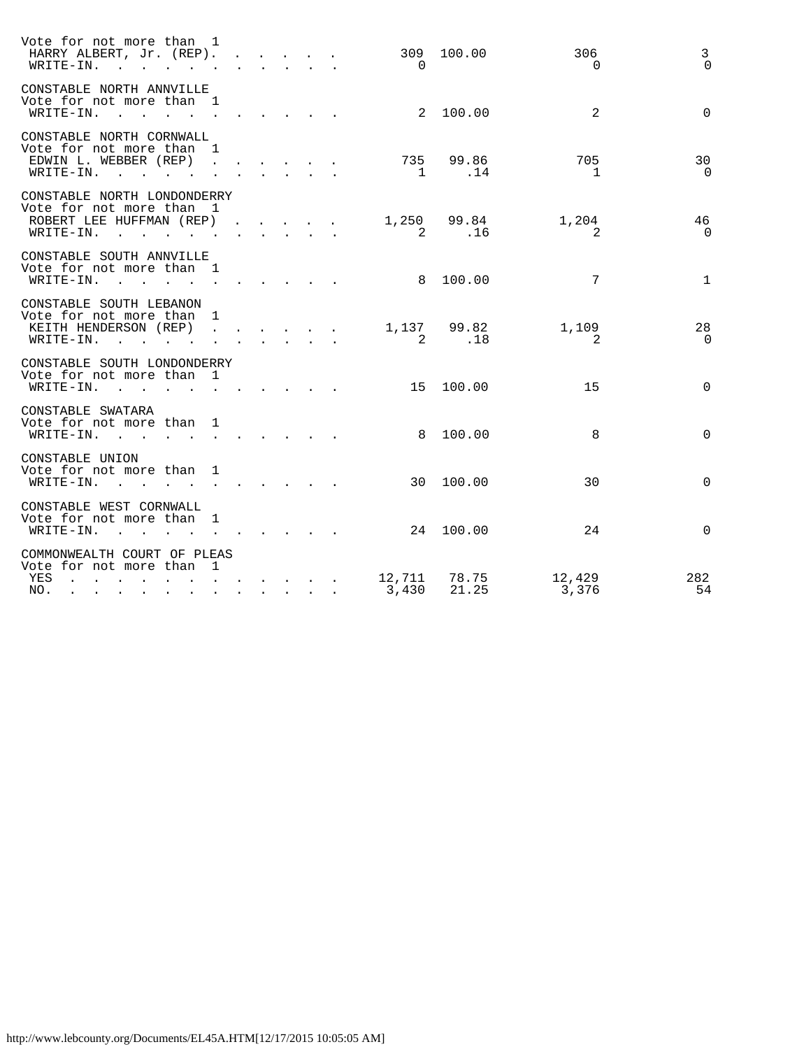Vote for not more than 1

| | | | | |
|---|---|---|---|---|
| HARRY ALBERT, Jr. (REP). . . . . . | 309 | 100.00 | 306 | 3 |
| WRITE-IN. . . . . . . . . . . . | 0 | | 0 | 0 |

CONSTABLE NORTH ANNVILLE
Vote for not more than 1

| | | | | |
|---|---|---|---|---|
| WRITE-IN. . . . . . . . . . . . | 2 | 100.00 | 2 | 0 |

CONSTABLE NORTH CORNWALL
Vote for not more than 1

| | | | | |
|---|---|---|---|---|
| EDWIN L. WEBBER (REP) . . . . . . | 735 | 99.86 | 705 | 30 |
| WRITE-IN. . . . . . . . . . . . | 1 | .14 | 1 | 0 |

CONSTABLE NORTH LONDONDERRY
Vote for not more than 1

| | | | | |
|---|---|---|---|---|
| ROBERT LEE HUFFMAN (REP) . . . . . | 1,250 | 99.84 | 1,204 | 46 |
| WRITE-IN. . . . . . . . . . . . | 2 | .16 | 2 | 0 |

CONSTABLE SOUTH ANNVILLE
Vote for not more than 1

| | | | | |
|---|---|---|---|---|
| WRITE-IN. . . . . . . . . . . . | 8 | 100.00 | 7 | 1 |

CONSTABLE SOUTH LEBANON
Vote for not more than 1

| | | | | |
|---|---|---|---|---|
| KEITH HENDERSON (REP) . . . . . . | 1,137 | 99.82 | 1,109 | 28 |
| WRITE-IN. . . . . . . . . . . . | 2 | .18 | 2 | 0 |

CONSTABLE SOUTH LONDONDERRY
Vote for not more than 1

| | | | | |
|---|---|---|---|---|
| WRITE-IN. . . . . . . . . . . . | 15 | 100.00 | 15 | 0 |

CONSTABLE SWATARA
Vote for not more than 1

| | | | | |
|---|---|---|---|---|
| WRITE-IN. . . . . . . . . . . . | 8 | 100.00 | 8 | 0 |

CONSTABLE UNION
Vote for not more than 1

| | | | | |
|---|---|---|---|---|
| WRITE-IN. . . . . . . . . . . . | 30 | 100.00 | 30 | 0 |

CONSTABLE WEST CORNWALL
Vote for not more than 1

| | | | | |
|---|---|---|---|---|
| WRITE-IN. . . . . . . . . . . . | 24 | 100.00 | 24 | 0 |

COMMONWEALTH COURT OF PLEAS
Vote for not more than 1

| | | | | |
|---|---|---|---|---|
| YES . . . . . . . . . . . . . | 12,711 | 78.75 | 12,429 | 282 |
| NO. . . . . . . . . . . . . . | 3,430 | 21.25 | 3,376 | 54 |